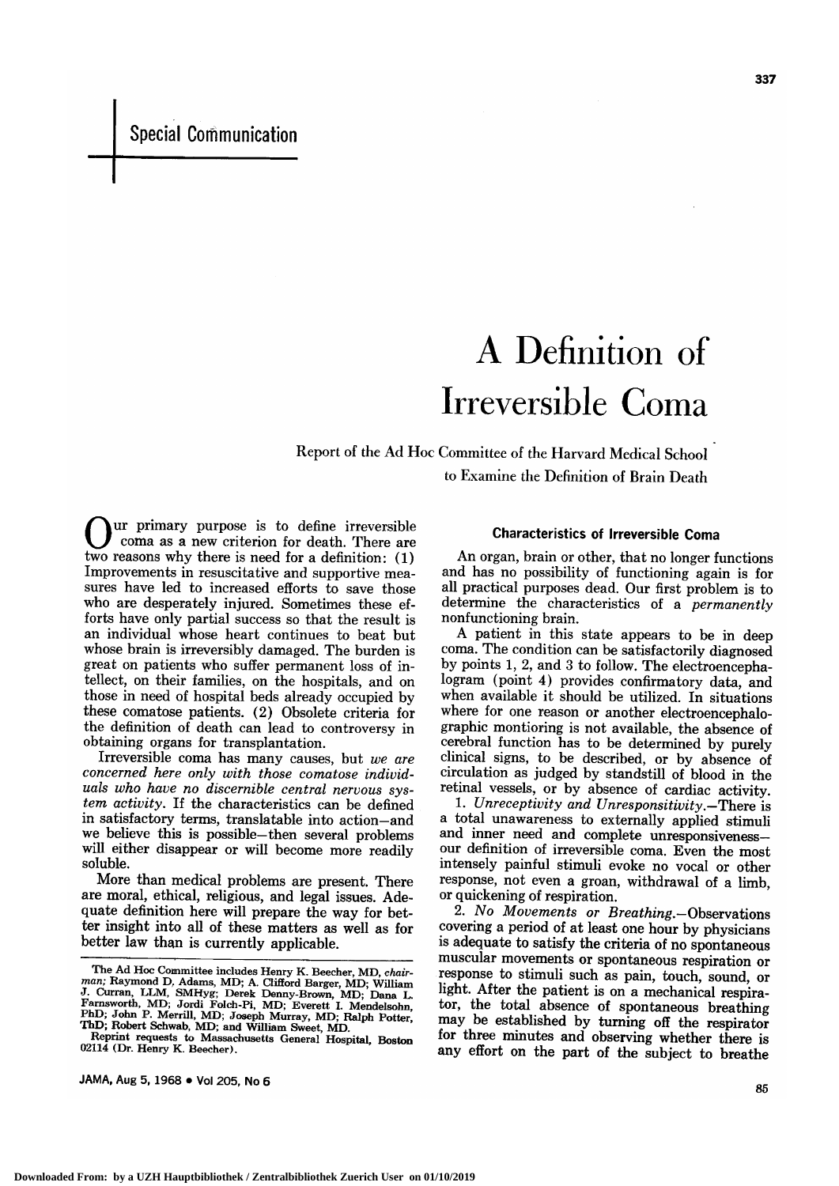Special Communication

# A Definition of Irreversible Coma

Report of the Ad Hoc Committee of the Harvard Medical School to Examine the Definition of Brain Death

Our primary purpose is to define irreversible coma as a new criterion for death. There are two reasons why there is need for a definition: (1) Improvements in resuscitative and supportive measures have led to increased efforts to save those who are desperately injured. Sometimes these efforts have only partial success so that the result is an individual whose heart continues to beat but whose brain is irreversibly damaged. The burden is great on patients who suffer permanent loss of intellect, on their families, on the hospitals, and on those in need of hospital beds already occupied by these comatose patients. (2) Obsolete criteria for the definition of death can lead to controversy in obtaining organs for transplantation.

Irreversible coma has many causes, but *we are concerned here only with those comatose individuals who have no discernible central nervous system activity.* If the characteristics can be defined in satisfactory terms, translatable into action—and we believe this is possible—then several problems will either disappear or will become more readily soluble.

More than medical problems are present. There are moral, ethical, religious, and legal issues. Adequate definition here will prepare the way for better insight into all of these matters as well as for better law than is currently applicable.

The Ad Hoc Committee includes Henry K. Beecher, MD, *chairman;* Raymond D. Adams, MD; A. Clifford Barger, MD; William J. Curran, LLM, SMHyg; Derek Denny-Brown, MD; Dana L. Farnsworth, MD; Jordi Folch-Pi, MD; Everett I. Mendelsohn, PhD; John P. Merrill, MD; Joseph Murray, MD; Ralph Potter, ThD; Robert Schwab, MD; and William Sweet, MD.

Reprint requests to Massachusetts General Hospital, Boston 02114 (Dr. Henry K. Beecher).

## Characteristics of Irreversible Coma

An organ, brain or other, that no longer functions and has no possibility of functioning again is for all practical purposes dead. Our first problem is to determine the characteristics of a *permanently* nonfunctioning brain.

A patient in this state appears to be in deep coma. The condition can be satisfactorily diagnosed by points 1, 2, and 3 to follow. The electroencephalogram (point 4) provides confirmatory data, and when available it should be utilized. In situations where for one reason or another electroencephalographic montioring is not available, the absence of cerebral function has to be determined by purely clinical signs, to be described, or by absence of circulation as judged by standstill of blood in the retinal vessels, or by absence of cardiac activity.

1. *Unreceptivity and Unresponsitivity.*—There is a total unawareness to externally applied stimuli and inner need and complete unresponsiveness—our definition of irreversible coma. Even the most intensely painful stimuli evoke no vocal or other response, not even a groan, withdrawal of a limb, or quickening of respiration.

2. *No Movements or Breathing.*—Observations covering a period of at least one hour by physicians is adequate to satisfy the criteria of no spontaneous muscular movements or spontaneous respiration or response to stimuli such as pain, touch, sound, or light. After the patient is on a mechanical respirator, the total absence of spontaneous breathing may be established by turning off the respirator for three minutes and observing whether there is any effort on the part of the subject to breathe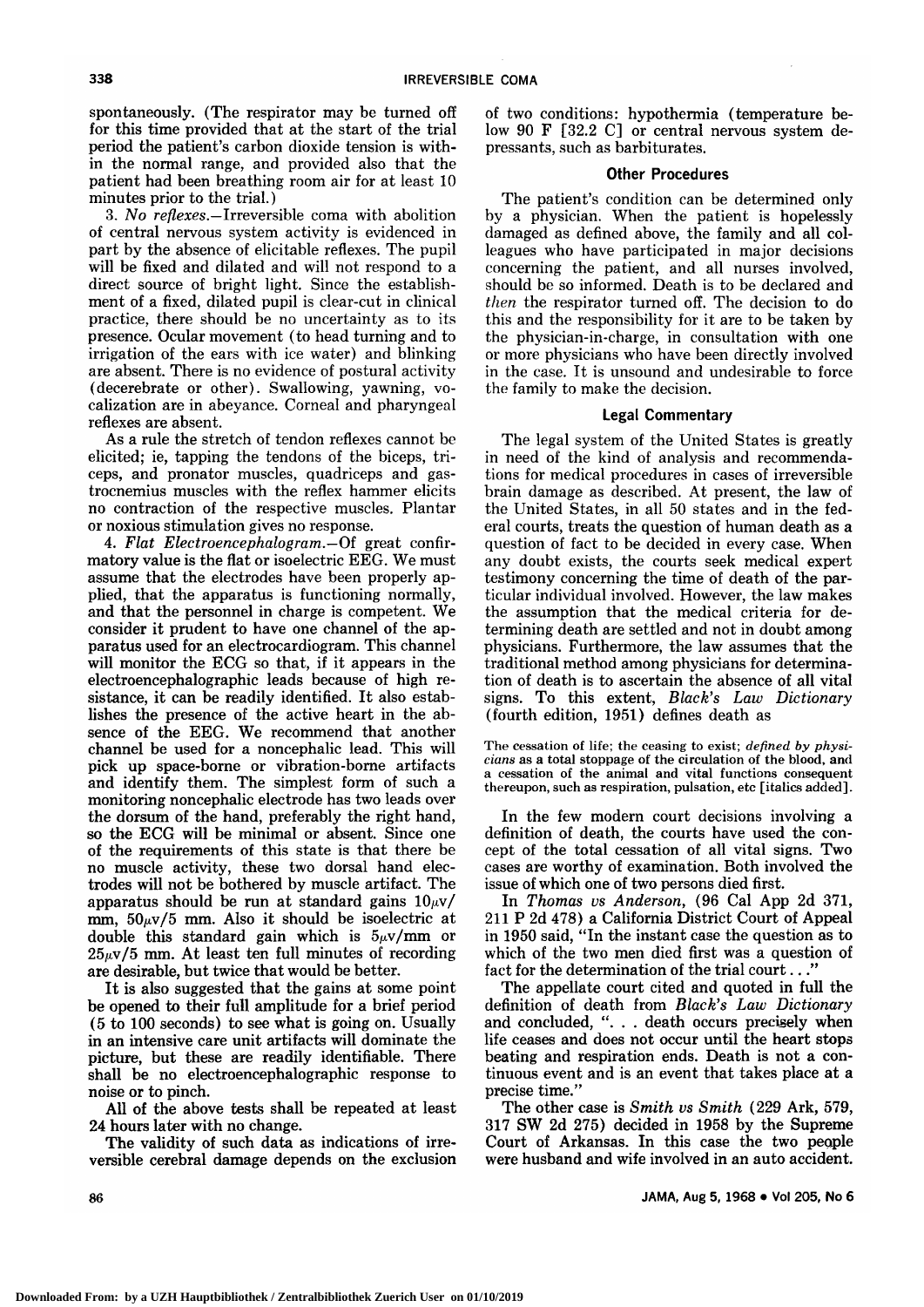spontaneously. (The respirator may be turned off for this time provided that at the start of the trial period the patient's carbon dioxide tension is within the normal range, and provided also that the patient had been breathing room air for at least 10 minutes prior to the trial.)

3. *No reflexes.*—Irreversible coma with abolition of central nervous system activity is evidenced in part by the absence of elicitable reflexes. The pupil will be fixed and dilated and will not respond to a direct source of bright light. Since the establishment of a fixed, dilated pupil is clear-cut in clinical practice, there should be no uncertainty as to its presence. Ocular movement (to head turning and to irrigation of the ears with ice water) and blinking are absent. There is no evidence of postural activity (decerebrate or other). Swallowing, yawning, vocalization are in abeyance. Corneal and pharyngeal reflexes are absent.

As a rule the stretch of tendon reflexes cannot be elicited; ie, tapping the tendons of the biceps, triceps, and pronator muscles, quadriceps and gastrocnemius muscles with the reflex hammer elicits no contraction of the respective muscles. Plantar or noxious stimulation gives no response.

4. *Flat Electroencephalogram.*—Of great confirmatory value is the flat or isoelectric EEG. We must assume that the electrodes have been properly applied, that the apparatus is functioning normally, and that the personnel in charge is competent. We consider it prudent to have one channel of the apparatus used for an electrocardiogram. This channel will monitor the ECG so that, if it appears in the electroencephalographic leads because of high resistance, it can be readily identified. It also establishes the presence of the active heart in the absence of the EEG. We recommend that another channel be used for a noncephalic lead. This will pick up space-borne or vibration-borne artifacts and identify them. The simplest form of such a monitoring noncephalic electrode has two leads over the dorsum of the hand, preferably the right hand, so the ECG will be minimal or absent. Since one of the requirements of this state is that there be no muscle activity, these two dorsal hand electrodes will not be bothered by muscle artifact. The apparatus should be run at standard gains $10\mu v$/mm, $50\mu v$/5 mm. Also it should be isoelectric at double this standard gain which is $5\mu v$/mm or $25\mu v$/5 mm. At least ten full minutes of recording are desirable, but twice that would be better.

It is also suggested that the gains at some point be opened to their full amplitude for a brief period (5 to 100 seconds) to see what is going on. Usually in an intensive care unit artifacts will dominate the picture, but these are readily identifiable. There shall be no electroencephalographic response to noise or to pinch.

All of the above tests shall be repeated at least 24 hours later with no change.

The validity of such data as indications of irreversible cerebral damage depends on the exclusion of two conditions: hypothermia (temperature below 90 F [32.2 C] or central nervous system depressants, such as barbiturates.

### Other Procedures

The patient's condition can be determined only by a physician. When the patient is hopelessly damaged as defined above, the family and all colleagues who have participated in major decisions concerning the patient, and all nurses involved, should be so informed. Death is to be declared and *then* the respirator turned off. The decision to do this and the responsibility for it are to be taken by the physician-in-charge, in consultation with one or more physicians who have been directly involved in the case. It is unsound and undesirable to force the family to make the decision.

### Legal Commentary

The legal system of the United States is greatly in need of the kind of analysis and recommendations for medical procedures in cases of irreversible brain damage as described. At present, the law of the United States, in all 50 states and in the federal courts, treats the question of human death as a question of fact to be decided in every case. When any doubt exists, the courts seek medical expert testimony concerning the time of death of the particular individual involved. However, the law makes the assumption that the medical criteria for determining death are settled and not in doubt among physicians. Furthermore, the law assumes that the traditional method among physicians for determination of death is to ascertain the absence of all vital signs. To this extent, *Black's Law Dictionary* (fourth edition, 1951) defines death as

> The cessation of life; the ceasing to exist; *defined by physicians* as a total stoppage of the circulation of the blood, and a cessation of the animal and vital functions consequent thereupon, such as respiration, pulsation, etc [italics added].

In the few modern court decisions involving a definition of death, the courts have used the concept of the total cessation of all vital signs. Two cases are worthy of examination. Both involved the issue of which one of two persons died first.

In *Thomas vs Anderson*, (96 Cal App 2d 371, 211 P 2d 478) a California District Court of Appeal in 1950 said, "In the instant case the question as to which of the two men died first was a question of fact for the determination of the trial court..."

The appellate court cited and quoted in full the definition of death from *Black's Law Dictionary* and concluded, ". . . death occurs precisely when life ceases and does not occur until the heart stops beating and respiration ends. Death is not a continuous event and is an event that takes place at a precise time."

The other case is *Smith vs Smith* (229 Ark, 579, 317 SW 2d 275) decided in 1958 by the Supreme Court of Arkansas. In this case the two people were husband and wife involved in an auto accident.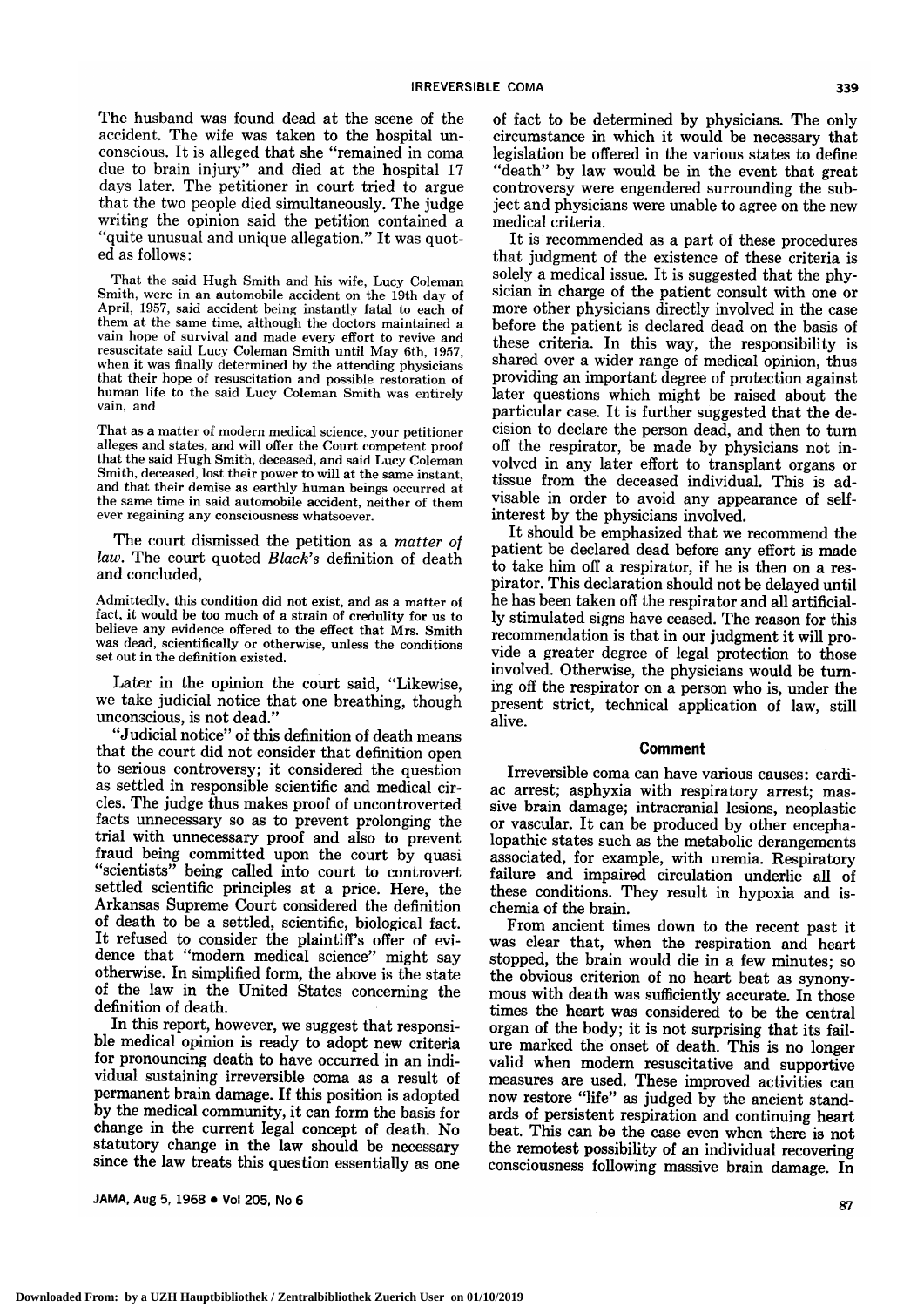The husband was found dead at the scene of the accident. The wife was taken to the hospital unconscious. It is alleged that she "remained in coma due to brain injury" and died at the hospital 17 days later. The petitioner in court tried to argue that the two people died simultaneously. The judge writing the opinion said the petition contained a "quite unusual and unique allegation." It was quoted as follows:

> That the said Hugh Smith and his wife, Lucy Coleman Smith, were in an automobile accident on the 19th day of April, 1957, said accident being instantly fatal to each of them at the same time, although the doctors maintained a vain hope of survival and made every effort to revive and resuscitate said Lucy Coleman Smith until May 6th, 1957, when it was finally determined by the attending physicians that their hope of resuscitation and possible restoration of human life to the said Lucy Coleman Smith was entirely vain, and
>
> That as a matter of modern medical science, your petitioner alleges and states, and will offer the Court competent proof that the said Hugh Smith, deceased, and said Lucy Coleman Smith, deceased, lost their power to will at the same instant, and that their demise as earthly human beings occurred at the same time in said automobile accident, neither of them ever regaining any consciousness whatsoever.

The court dismissed the petition as a *matter of law*. The court quoted *Black's* definition of death and concluded,

> Admittedly, this condition did not exist, and as a matter of fact, it would be too much of a strain of credulity for us to believe any evidence offered to the effect that Mrs. Smith was dead, scientifically or otherwise, unless the conditions set out in the definition existed.

Later in the opinion the court said, "Likewise, we take judicial notice that one breathing, though unconscious, is not dead."

"Judicial notice" of this definition of death means that the court did not consider that definition open to serious controversy; it considered the question as settled in responsible scientific and medical circles. The judge thus makes proof of uncontroverted facts unnecessary so as to prevent prolonging the trial with unnecessary proof and also to prevent fraud being committed upon the court by quasi "scientists" being called into court to controvert settled scientific principles at a price. Here, the Arkansas Supreme Court considered the definition of death to be a settled, scientific, biological fact. It refused to consider the plaintiff's offer of evidence that "modern medical science" might say otherwise. In simplified form, the above is the state of the law in the United States concerning the definition of death.

In this report, however, we suggest that responsible medical opinion is ready to adopt new criteria for pronouncing death to have occurred in an individual sustaining irreversible coma as a result of permanent brain damage. If this position is adopted by the medical community, it can form the basis for change in the current legal concept of death. No statutory change in the law should be necessary since the law treats this question essentially as one of fact to be determined by physicians. The only circumstance in which it would be necessary that legislation be offered in the various states to define "death" by law would be in the event that great controversy were engendered surrounding the subject and physicians were unable to agree on the new medical criteria.

It is recommended as a part of these procedures that judgment of the existence of these criteria is solely a medical issue. It is suggested that the physician in charge of the patient consult with one or more other physicians directly involved in the case before the patient is declared dead on the basis of these criteria. In this way, the responsibility is shared over a wider range of medical opinion, thus providing an important degree of protection against later questions which might be raised about the particular case. It is further suggested that the decision to declare the person dead, and then to turn off the respirator, be made by physicians not involved in any later effort to transplant organs or tissue from the deceased individual. This is advisable in order to avoid any appearance of self-interest by the physicians involved.

It should be emphasized that we recommend the patient be declared dead before any effort is made to take him off a respirator, if he is then on a respirator. This declaration should not be delayed until he has been taken off the respirator and all artificially stimulated signs have ceased. The reason for this recommendation is that in our judgment it will provide a greater degree of legal protection to those involved. Otherwise, the physicians would be turning off the respirator on a person who is, under the present strict, technical application of law, still alive.

## Comment

Irreversible coma can have various causes: cardiac arrest; asphyxia with respiratory arrest; massive brain damage; intracranial lesions, neoplastic or vascular. It can be produced by other encephalopathic states such as the metabolic derangements associated, for example, with uremia. Respiratory failure and impaired circulation underlie all of these conditions. They result in hypoxia and ischemia of the brain.

From ancient times down to the recent past it was clear that, when the respiration and heart stopped, the brain would die in a few minutes; so the obvious criterion of no heart beat as synonymous with death was sufficiently accurate. In those times the heart was considered to be the central organ of the body; it is not surprising that its failure marked the onset of death. This is no longer valid when modern resuscitative and supportive measures are used. These improved activities can now restore "life" as judged by the ancient standards of persistent respiration and continuing heart beat. This can be the case even when there is not the remotest possibility of an individual recovering consciousness following massive brain damage. In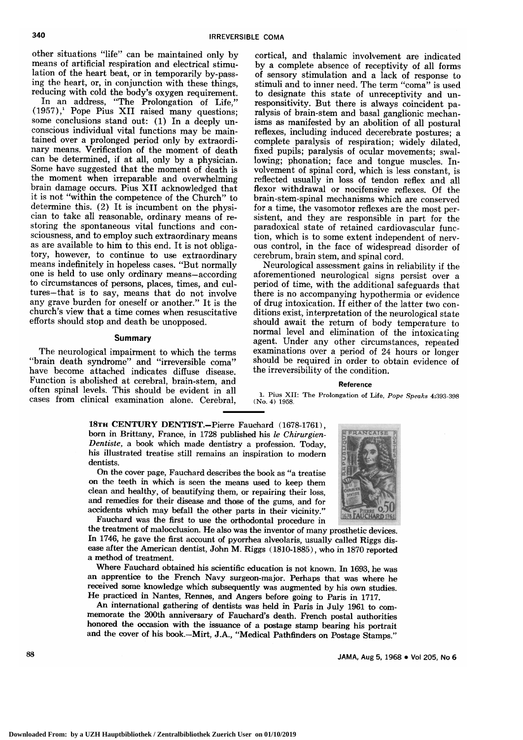other situations "life" can be maintained only by means of artificial respiration and electrical stimulation of the heart beat, or in temporarily by-passing the heart, or, in conjunction with these things, reducing with cold the body's oxygen requirement.

In an address, "The Prolongation of Life," (1957),[1] Pope Pius XII raised many questions; some conclusions stand out: (1) In a deeply unconscious individual vital functions may be maintained over a prolonged period only by extraordinary means. Verification of the moment of death can be determined, if at all, only by a physician. Some have suggested that the moment of death is the moment when irreparable and overwhelming brain damage occurs. Pius XII acknowledged that it is not "within the competence of the Church" to determine this. (2) It is incumbent on the physician to take all reasonable, ordinary means of restoring the spontaneous vital functions and consciousness, and to employ such extraordinary means as are available to him to this end. It is not obligatory, however, to continue to use extraordinary means indefinitely in hopeless cases. "But normally one is held to use only ordinary means—according to circumstances of persons, places, times, and cultures—that is to say, means that do not involve any grave burden for oneself or another." It is the church's view that a time comes when resuscitative efforts should stop and death be unopposed.

## Summary

The neurological impairment to which the terms "brain death syndrome" and "irreversible coma" have become attached indicates diffuse disease. Function is abolished at cerebral, brain-stem, and often spinal levels. This should be evident in all cases from clinical examination alone. Cerebral, cortical, and thalamic involvement are indicated by a complete absence of receptivity of all forms of sensory stimulation and a lack of response to stimuli and to inner need. The term "coma" is used to designate this state of unreceptivity and unresponsitivity. But there is always coincident paralysis of brain-stem and basal ganglionic mechanisms as manifested by an abolition of all postural reflexes, including induced decerebrate postures; a complete paralysis of respiration; widely dilated, fixed pupils; paralysis of ocular movements; swallowing; phonation; face and tongue muscles. Involvement of spinal cord, which is less constant, is reflected usually in loss of tendon reflex and all flexor withdrawal or nocifensive reflexes. Of the brain-stem-spinal mechanisms which are conserved for a time, the vasomotor reflexes are the most persistent, and they are responsible in part for the paradoxical state of retained cardiovascular function, which is to some extent independent of nervous control, in the face of widespread disorder of cerebrum, brain stem, and spinal cord.

Neurological assessment gains in reliability if the aforementioned neurological signs persist over a period of time, with the additional safeguards that there is no accompanying hypothermia or evidence of drug intoxication. If either of the latter two conditions exist, interpretation of the neurological state should await the return of body temperature to normal level and elimination of the intoxicating agent. Under any other circumstances, repeated examinations over a period of 24 hours or longer should be required in order to obtain evidence of the irreversibility of the condition.

### Reference

1. Pius XII: The Prolongation of Life, *Pope Speaks* 4:393-398 (No. 4) 1958.

---

**18TH CENTURY DENTIST.**—Pierre Fauchard (1678-1761), born in Brittany, France, in 1728 published his *le Chirurgien-Dentiste*, a book which made dentistry a profession. Today, his illustrated treatise still remains an inspiration to modern dentists.

On the cover page, Fauchard describes the book as "a treatise on the teeth in which is seen the means used to keep them clean and healthy, of beautifying them, or repairing their loss, and remedies for their disease and those of the gums, and for accidents which may befall the other parts in their vicinity."

Fauchard was the first to use the orthodontal procedure in the treatment of malocclusion. He also was the inventor of many prosthetic devices. In 1746, he gave the first account of pyorrhea alveolaris, usually called Riggs disease after the American dentist, John M. Riggs (1810-1885), who in 1870 reported a method of treatment.

Where Fauchard obtained his scientific education is not known. In 1693, he was an apprentice to the French Navy surgeon-major. Perhaps that was where he received some knowledge which subsequently was augmented by his own studies. He practiced in Nantes, Rennes, and Angers before going to Paris in 1717.

An international gathering of dentists was held in Paris in July 1961 to commemorate the 200th anniversary of Fauchard's death. French postal authorities honored the occasion with the issuance of a postage stamp bearing his portrait and the cover of his book.—Mirt, J.A., "Medical Pathfinders on Postage Stamps."